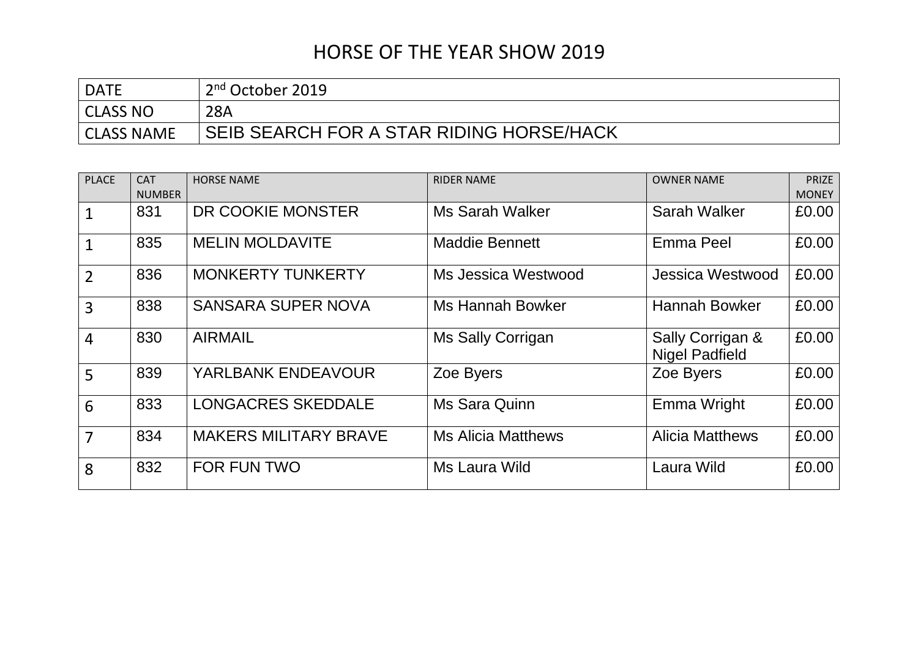# HORSE OF THE YEAR SHOW 2019

| DATE | 2nd October 2019 |
|---|---|
| CLASS NO | 28A |
| CLASS NAME | SEIB SEARCH FOR A STAR RIDING HORSE/HACK |

| PLACE | CAT NUMBER | HORSE NAME | RIDER NAME | OWNER NAME | PRIZE MONEY |
|---|---|---|---|---|---|
| 1 | 831 | DR COOKIE MONSTER | Ms Sarah Walker | Sarah Walker | £0.00 |
| 1 | 835 | MELIN MOLDAVITE | Maddie Bennett | Emma Peel | £0.00 |
| 2 | 836 | MONKERTY TUNKERTY | Ms Jessica Westwood | Jessica Westwood | £0.00 |
| 3 | 838 | SANSARA SUPER NOVA | Ms Hannah Bowker | Hannah Bowker | £0.00 |
| 4 | 830 | AIRMAIL | Ms Sally Corrigan | Sally Corrigan & Nigel Padfield | £0.00 |
| 5 | 839 | YARLBANK ENDEAVOUR | Zoe Byers | Zoe Byers | £0.00 |
| 6 | 833 | LONGACRES SKEDDALE | Ms Sara Quinn | Emma Wright | £0.00 |
| 7 | 834 | MAKERS MILITARY BRAVE | Ms Alicia Matthews | Alicia Matthews | £0.00 |
| 8 | 832 | FOR FUN TWO | Ms Laura Wild | Laura Wild | £0.00 |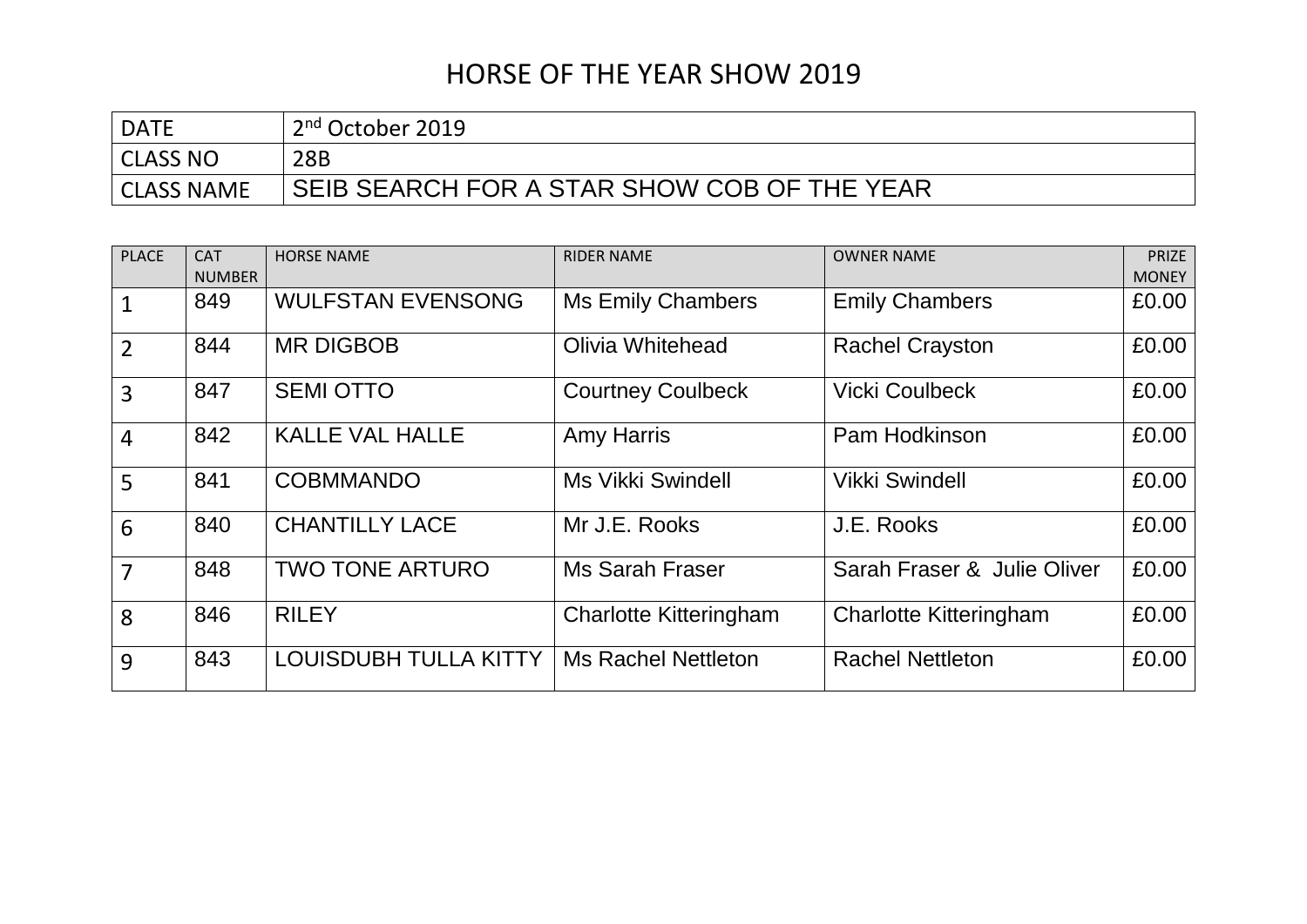# HORSE OF THE YEAR SHOW 2019

| DATE | 2nd October 2019 |
|---|---|
| CLASS NO | 28B |
| CLASS NAME | SEIB SEARCH FOR A STAR SHOW COB OF THE YEAR |

| PLACE | CAT NUMBER | HORSE NAME | RIDER NAME | OWNER NAME | PRIZE MONEY |
|---|---|---|---|---|---|
| 1 | 849 | WULFSTAN EVENSONG | Ms Emily Chambers | Emily Chambers | £0.00 |
| 2 | 844 | MR DIGBOB | Olivia Whitehead | Rachel Crayston | £0.00 |
| 3 | 847 | SEMI OTTO | Courtney Coulbeck | Vicki Coulbeck | £0.00 |
| 4 | 842 | KALLE VAL HALLE | Amy Harris | Pam Hodkinson | £0.00 |
| 5 | 841 | COBMMANDO | Ms Vikki Swindell | Vikki Swindell | £0.00 |
| 6 | 840 | CHANTILLY LACE | Mr J.E. Rooks | J.E. Rooks | £0.00 |
| 7 | 848 | TWO TONE ARTURO | Ms Sarah Fraser | Sarah Fraser & Julie Oliver | £0.00 |
| 8 | 846 | RILEY | Charlotte Kitteringham | Charlotte Kitteringham | £0.00 |
| 9 | 843 | LOUISDUBH TULLA KITTY | Ms Rachel Nettleton | Rachel Nettleton | £0.00 |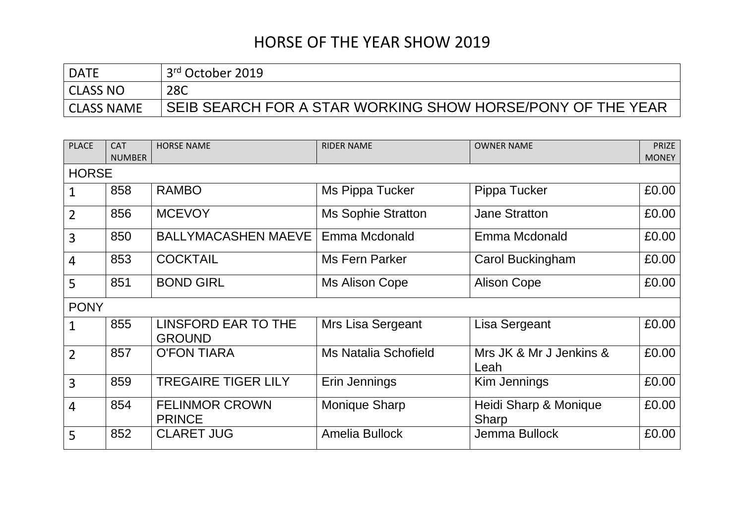# HORSE OF THE YEAR SHOW 2019

| DATE | 3rd October 2019 |
|---|---|
| CLASS NO | 28C |
| CLASS NAME | SEIB SEARCH FOR A STAR WORKING SHOW HORSE/PONY OF THE YEAR |

| PLACE | CAT NUMBER | HORSE NAME | RIDER NAME | OWNER NAME | PRIZE MONEY |
|---|---|---|---|---|---|
| HORSE | | | | | |
| 1 | 858 | RAMBO | Ms Pippa Tucker | Pippa Tucker | £0.00 |
| 2 | 856 | MCEVOY | Ms Sophie Stratton | Jane Stratton | £0.00 |
| 3 | 850 | BALLYMACASHEN MAEVE | Emma Mcdonald | Emma Mcdonald | £0.00 |
| 4 | 853 | COCKTAIL | Ms Fern Parker | Carol Buckingham | £0.00 |
| 5 | 851 | BOND GIRL | Ms Alison Cope | Alison Cope | £0.00 |
| PONY | | | | | |
| 1 | 855 | LINSFORD EAR TO THE GROUND | Mrs Lisa Sergeant | Lisa Sergeant | £0.00 |
| 2 | 857 | O'FON TIARA | Ms Natalia Schofield | Mrs JK & Mr J Jenkins & Leah | £0.00 |
| 3 | 859 | TREGAIRE TIGER LILY | Erin Jennings | Kim Jennings | £0.00 |
| 4 | 854 | FELINMOR CROWN PRINCE | Monique Sharp | Heidi Sharp & Monique Sharp | £0.00 |
| 5 | 852 | CLARET JUG | Amelia Bullock | Jemma Bullock | £0.00 |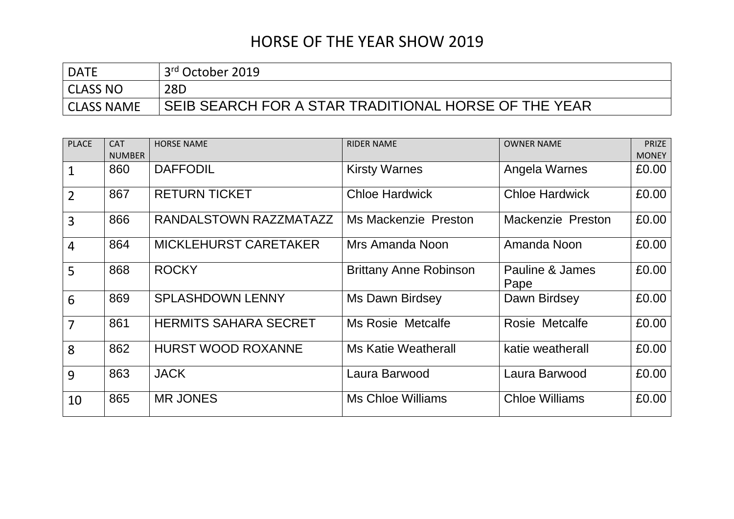# HORSE OF THE YEAR SHOW 2019

| DATE | 3rd October 2019 |
| --- | --- |
| CLASS NO | 28D |
| CLASS NAME | SEIB SEARCH FOR A STAR TRADITIONAL HORSE OF THE YEAR |

| PLACE | CAT NUMBER | HORSE NAME | RIDER NAME | OWNER NAME | PRIZE MONEY |
| --- | --- | --- | --- | --- | --- |
| 1 | 860 | DAFFODIL | Kirsty Warnes | Angela Warnes | £0.00 |
| 2 | 867 | RETURN TICKET | Chloe Hardwick | Chloe Hardwick | £0.00 |
| 3 | 866 | RANDALSTOWN RAZZMATAZZ | Ms Mackenzie Preston | Mackenzie Preston | £0.00 |
| 4 | 864 | MICKLEHURST CARETAKER | Mrs Amanda Noon | Amanda Noon | £0.00 |
| 5 | 868 | ROCKY | Brittany Anne Robinson | Pauline & James Pape | £0.00 |
| 6 | 869 | SPLASHDOWN LENNY | Ms Dawn Birdsey | Dawn Birdsey | £0.00 |
| 7 | 861 | HERMITS SAHARA SECRET | Ms Rosie Metcalfe | Rosie Metcalfe | £0.00 |
| 8 | 862 | HURST WOOD ROXANNE | Ms Katie Weatherall | katie weatherall | £0.00 |
| 9 | 863 | JACK | Laura Barwood | Laura Barwood | £0.00 |
| 10 | 865 | MR JONES | Ms Chloe Williams | Chloe Williams | £0.00 |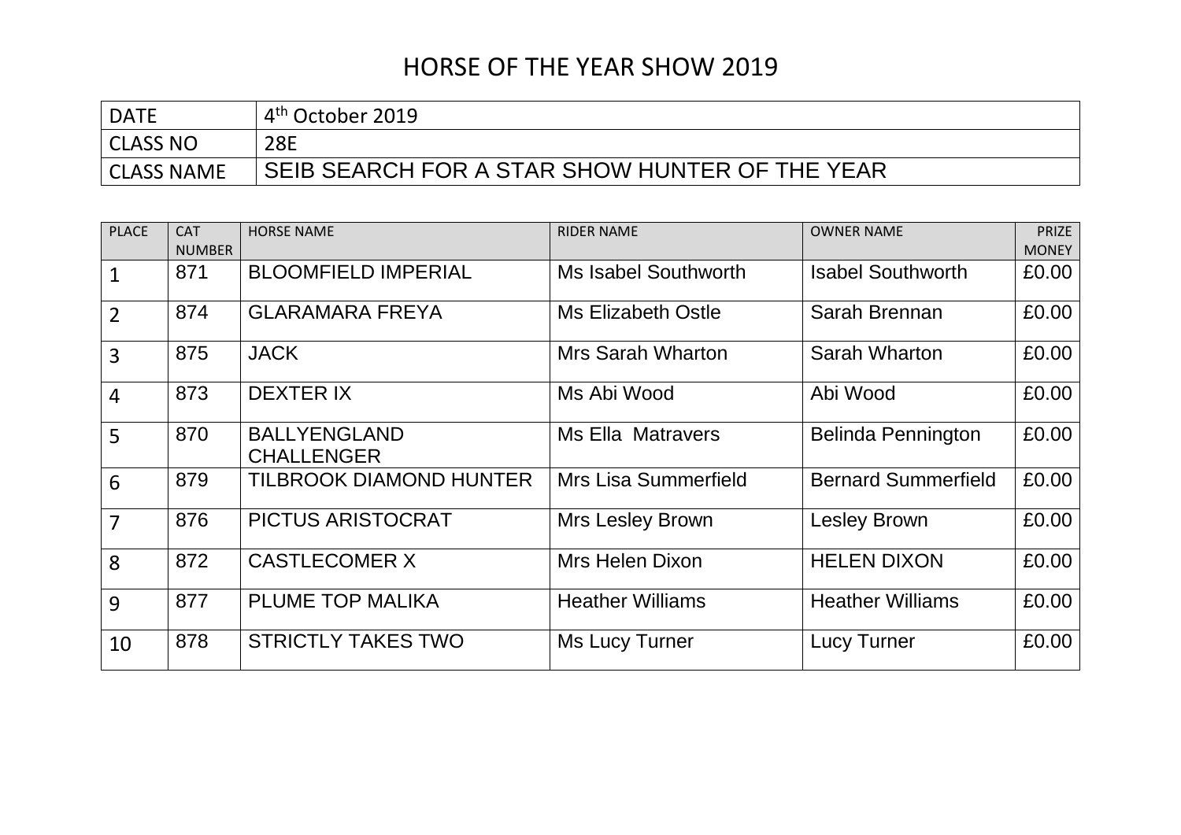# HORSE OF THE YEAR SHOW 2019

| DATE | 4th October 2019 |
| --- | --- |
| CLASS NO | 28E |
| CLASS NAME | SEIB SEARCH FOR A STAR SHOW HUNTER OF THE YEAR |

| PLACE | CAT NUMBER | HORSE NAME | RIDER NAME | OWNER NAME | PRIZE MONEY |
| --- | --- | --- | --- | --- | --- |
| 1 | 871 | BLOOMFIELD IMPERIAL | Ms Isabel Southworth | Isabel Southworth | £0.00 |
| 2 | 874 | GLARAMARA FREYA | Ms Elizabeth Ostle | Sarah Brennan | £0.00 |
| 3 | 875 | JACK | Mrs Sarah Wharton | Sarah Wharton | £0.00 |
| 4 | 873 | DEXTER IX | Ms Abi Wood | Abi Wood | £0.00 |
| 5 | 870 | BALLYENGLAND CHALLENGER | Ms Ella Matravers | Belinda Pennington | £0.00 |
| 6 | 879 | TILBROOK DIAMOND HUNTER | Mrs Lisa Summerfield | Bernard Summerfield | £0.00 |
| 7 | 876 | PICTUS ARISTOCRAT | Mrs Lesley Brown | Lesley Brown | £0.00 |
| 8 | 872 | CASTLECOMER X | Mrs Helen Dixon | HELEN DIXON | £0.00 |
| 9 | 877 | PLUME TOP MALIKA | Heather Williams | Heather Williams | £0.00 |
| 10 | 878 | STRICTLY TAKES TWO | Ms Lucy Turner | Lucy Turner | £0.00 |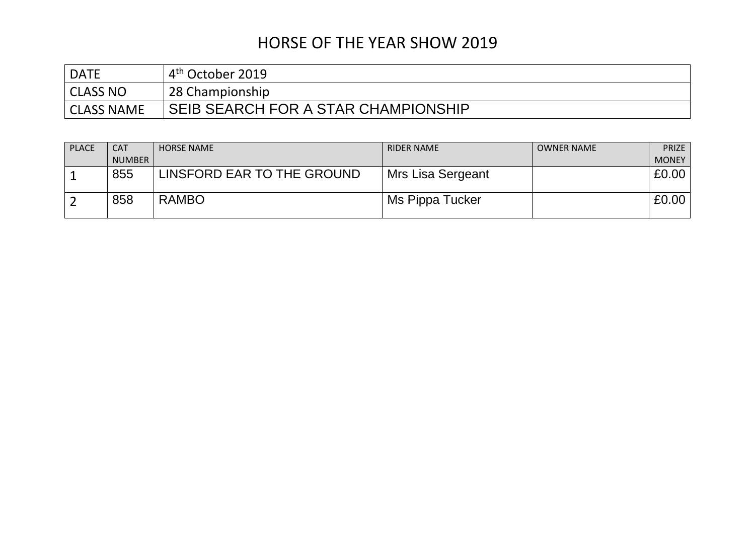# HORSE OF THE YEAR SHOW 2019

| | |
|---|---|
| DATE | 4th October 2019 |
| CLASS NO | 28 Championship |
| CLASS NAME | SEIB SEARCH FOR A STAR CHAMPIONSHIP |

| PLACE | CAT NUMBER | HORSE NAME | RIDER NAME | OWNER NAME | PRIZE MONEY |
|---|---|---|---|---|---|
| 1 | 855 | LINSFORD EAR TO THE GROUND | Mrs Lisa Sergeant | | £0.00 |
| 2 | 858 | RAMBO | Ms Pippa Tucker | | £0.00 |